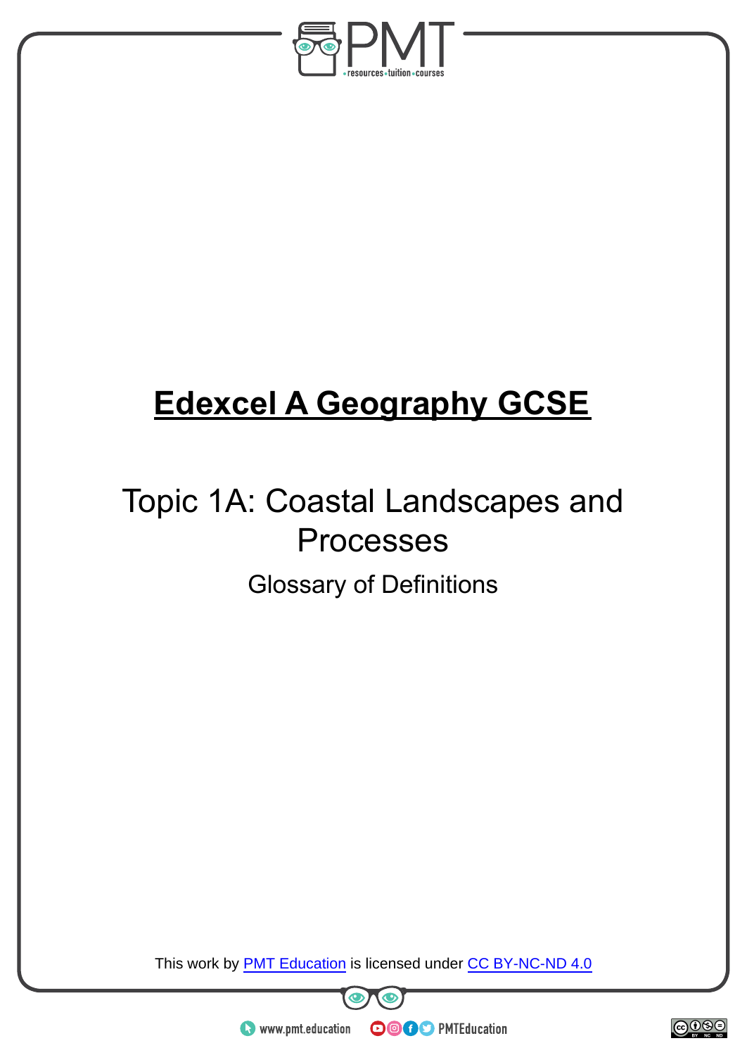# **Edexcel A Geography GCSE**

## Topic 1A: Coastal Landscapes and Processes

### Glossary of Definitions

This work by PMT Education is licensed under CC BY-NC-ND 4.0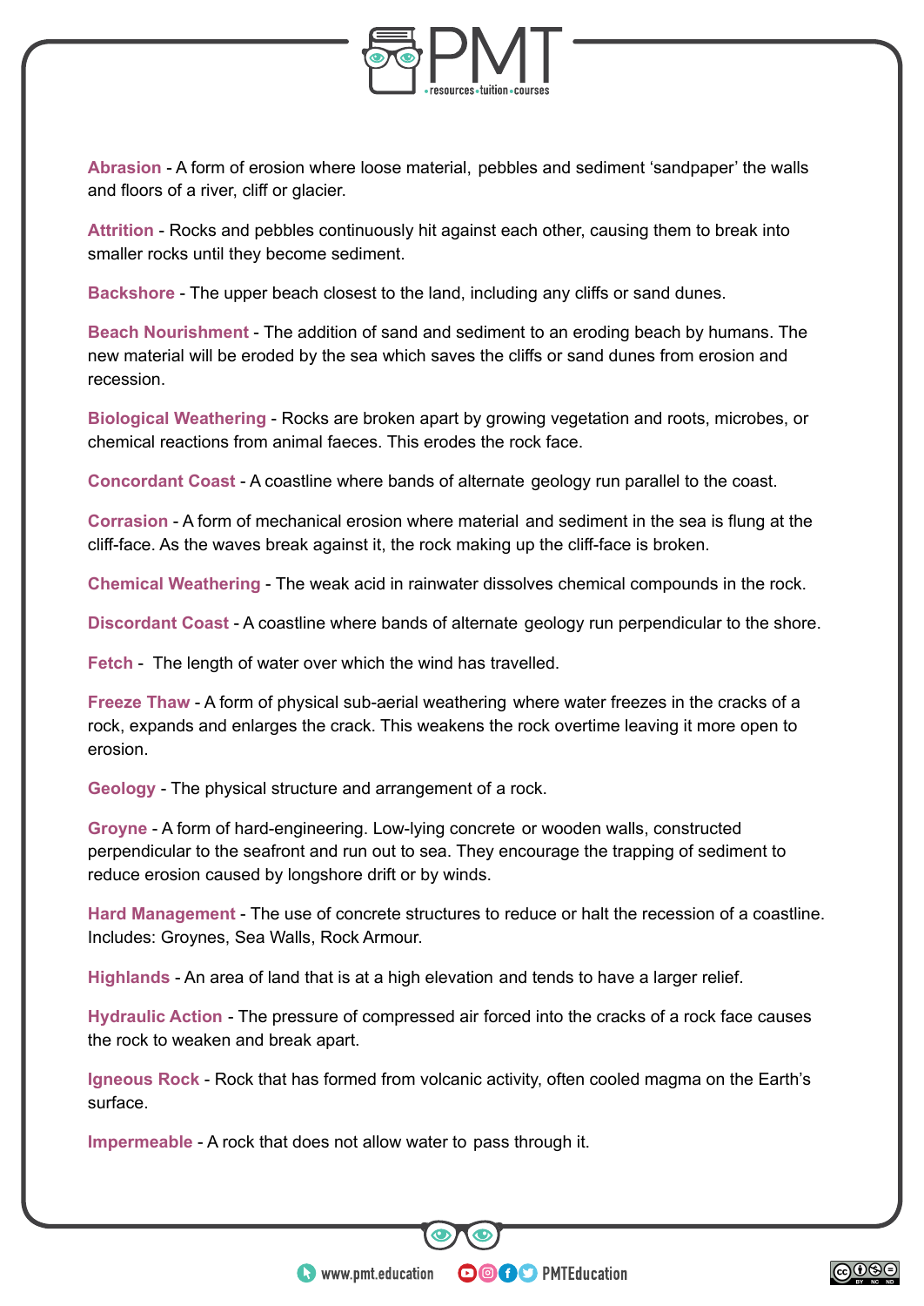**Abrasion** - A form of erosion where loose material, pebbles and sediment 'sandpaper' the walls and floors of a river, cliff or glacier.

**Attrition** - Rocks and pebbles continuously hit against each other, causing them to break into smaller rocks until they become sediment.

**Backshore** - The upper beach closest to the land, including any cliffs or sand dunes.

**Beach Nourishment** - The addition of sand and sediment to an eroding beach by humans. The new material will be eroded by the sea which saves the cliffs or sand dunes from erosion and recession.

**Biological Weathering** - Rocks are broken apart by growing vegetation and roots, microbes, or chemical reactions from animal faeces. This erodes the rock face.

**Concordant Coast** - A coastline where bands of alternate geology run parallel to the coast.

**Corrasion** - A form of mechanical erosion where material and sediment in the sea is flung at the cliff-face. As the waves break against it, the rock making up the cliff-face is broken.

**Chemical Weathering** - The weak acid in rainwater dissolves chemical compounds in the rock.

**Discordant Coast** - A coastline where bands of alternate geology run perpendicular to the shore.

**Fetch** - The length of water over which the wind has travelled.

**Freeze Thaw** - A form of physical sub-aerial weathering where water freezes in the cracks of a rock, expands and enlarges the crack. This weakens the rock overtime leaving it more open to erosion.

**Geology** - The physical structure and arrangement of a rock.

**Groyne** - A form of hard-engineering. Low-lying concrete or wooden walls, constructed perpendicular to the seafront and run out to sea. They encourage the trapping of sediment to reduce erosion caused by longshore drift or by winds.

**Hard Management** - The use of concrete structures to reduce or halt the recession of a coastline. Includes: Groynes, Sea Walls, Rock Armour.

**Highlands** - An area of land that is at a high elevation and tends to have a larger relief.

**Hydraulic Action** - The pressure of compressed air forced into the cracks of a rock face causes the rock to weaken and break apart.

**Igneous Rock** - Rock that has formed from volcanic activity, often cooled magma on the Earth's surface.

**Impermeable** - A rock that does not allow water to pass through it.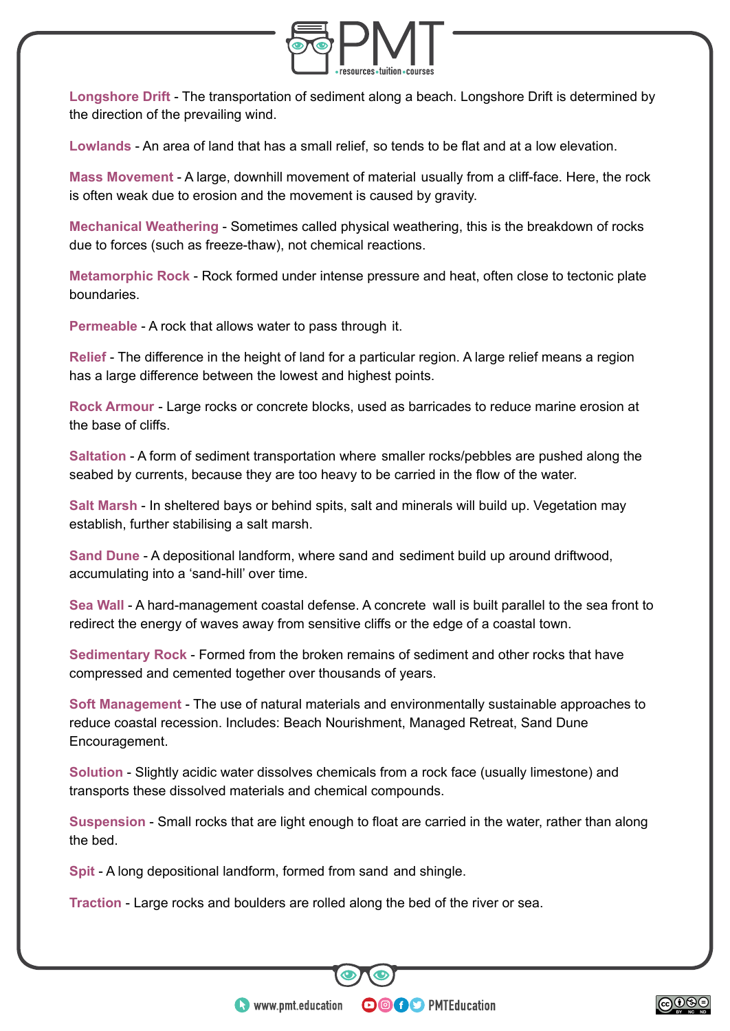**Longshore Drift** - The transportation of sediment along a beach. Longshore Drift is determined by the direction of the prevailing wind.

**Lowlands** - An area of land that has a small relief, so tends to be flat and at a low elevation.

**Mass Movement** - A large, downhill movement of material usually from a cliff-face. Here, the rock is often weak due to erosion and the movement is caused by gravity.

**Mechanical Weathering** - Sometimes called physical weathering, this is the breakdown of rocks due to forces (such as freeze-thaw), not chemical reactions.

**Metamorphic Rock** - Rock formed under intense pressure and heat, often close to tectonic plate boundaries.

**Permeable** - A rock that allows water to pass through it.

**Relief** - The difference in the height of land for a particular region. A large relief means a region has a large difference between the lowest and highest points.

**Rock Armour** - Large rocks or concrete blocks, used as barricades to reduce marine erosion at the base of cliffs.

**Saltation** - A form of sediment transportation where smaller rocks/pebbles are pushed along the seabed by currents, because they are too heavy to be carried in the flow of the water.

**Salt Marsh** - In sheltered bays or behind spits, salt and minerals will build up. Vegetation may establish, further stabilising a salt marsh.

**Sand Dune** - A depositional landform, where sand and sediment build up around driftwood, accumulating into a 'sand-hill' over time.

**Sea Wall** - A hard-management coastal defense. A concrete wall is built parallel to the sea front to redirect the energy of waves away from sensitive cliffs or the edge of a coastal town.

**Sedimentary Rock** - Formed from the broken remains of sediment and other rocks that have compressed and cemented together over thousands of years.

**Soft Management** - The use of natural materials and environmentally sustainable approaches to reduce coastal recession. Includes: Beach Nourishment, Managed Retreat, Sand Dune Encouragement.

**Solution** - Slightly acidic water dissolves chemicals from a rock face (usually limestone) and transports these dissolved materials and chemical compounds.

**Suspension** - Small rocks that are light enough to float are carried in the water, rather than along the bed.

**Spit** - A long depositional landform, formed from sand and shingle.

**Traction** - Large rocks and boulders are rolled along the bed of the river or sea.